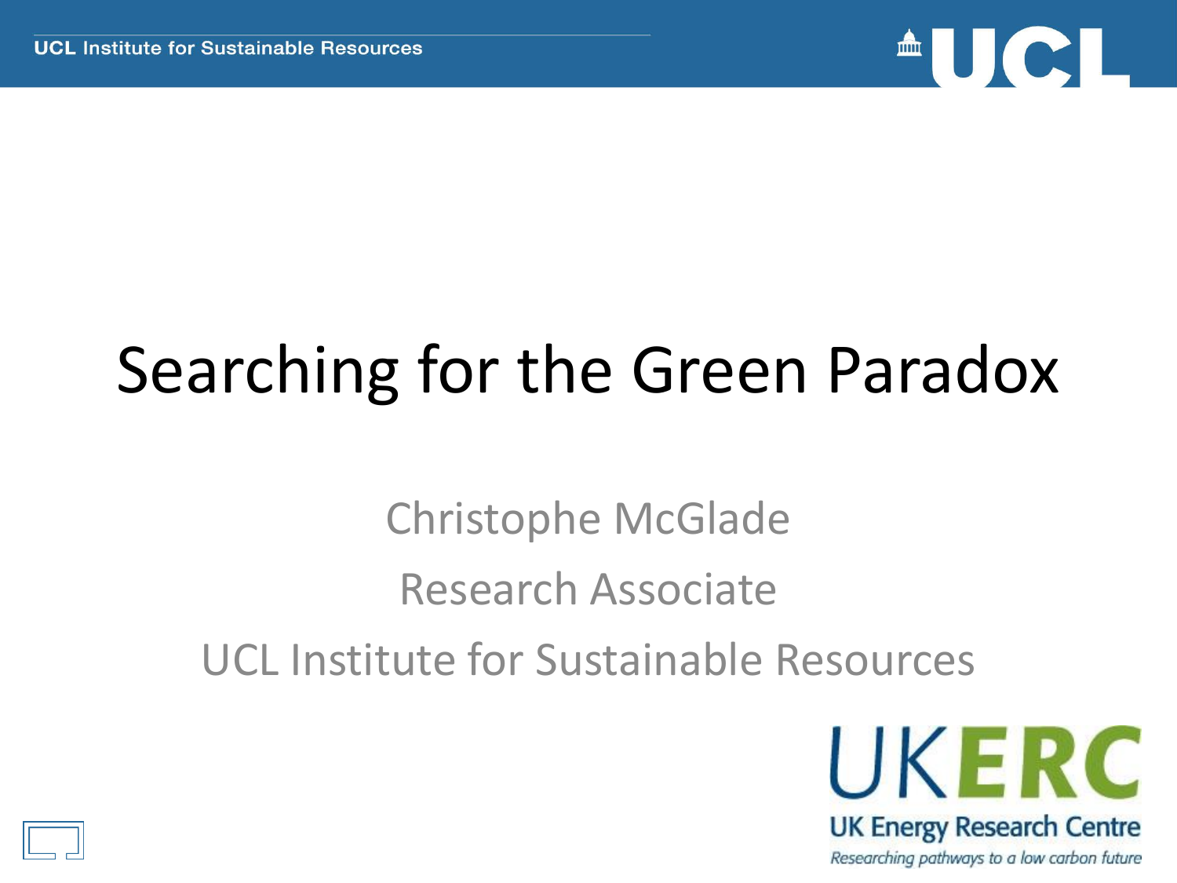# Searching for the Green Paradox

Christophe McGlade

Research Associate

UCL Institute for Sustainable Resources

UKERC

UK Energy Research Centre

*Researching pathways to a low carbon future*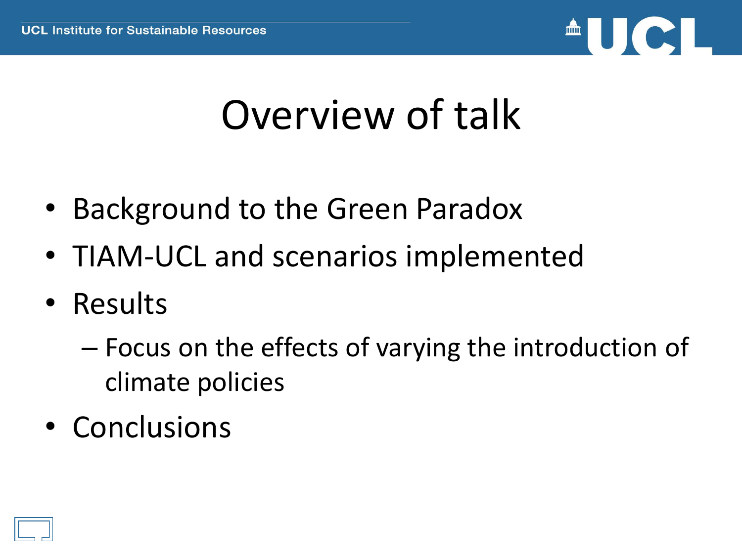# Overview of talk

- Background to the Green Paradox
- TIAM-UCL and scenarios implemented
- Results
  - Focus on the effects of varying the introduction of climate policies
- Conclusions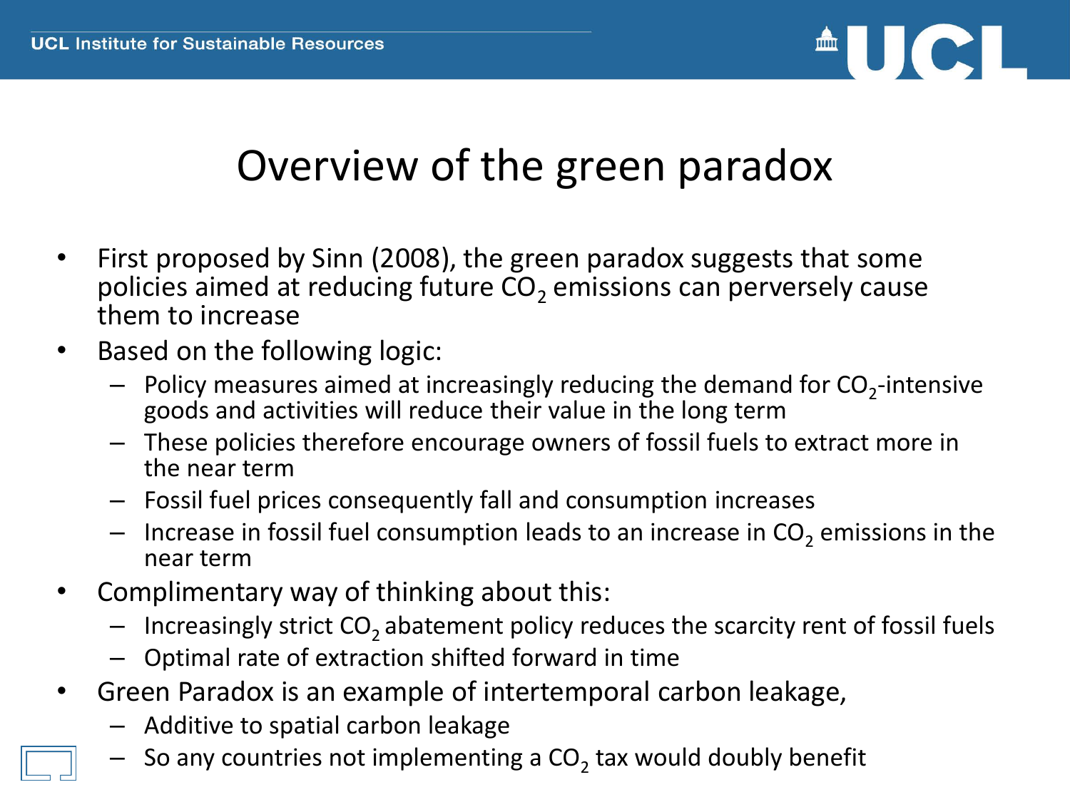# Overview of the green paradox

- First proposed by Sinn (2008), the green paradox suggests that some policies aimed at reducing future $CO_2$ emissions can perversely cause them to increase
- Based on the following logic:
  - Policy measures aimed at increasingly reducing the demand for $CO_2$-intensive goods and activities will reduce their value in the long term
  - These policies therefore encourage owners of fossil fuels to extract more in the near term
  - Fossil fuel prices consequently fall and consumption increases
  - Increase in fossil fuel consumption leads to an increase in $CO_2$ emissions in the near term
- Complimentary way of thinking about this:
  - Increasingly strict $CO_2$ abatement policy reduces the scarcity rent of fossil fuels
  - Optimal rate of extraction shifted forward in time
- Green Paradox is an example of intertemporal carbon leakage,
  - Additive to spatial carbon leakage
  - So any countries not implementing a $CO_2$ tax would doubly benefit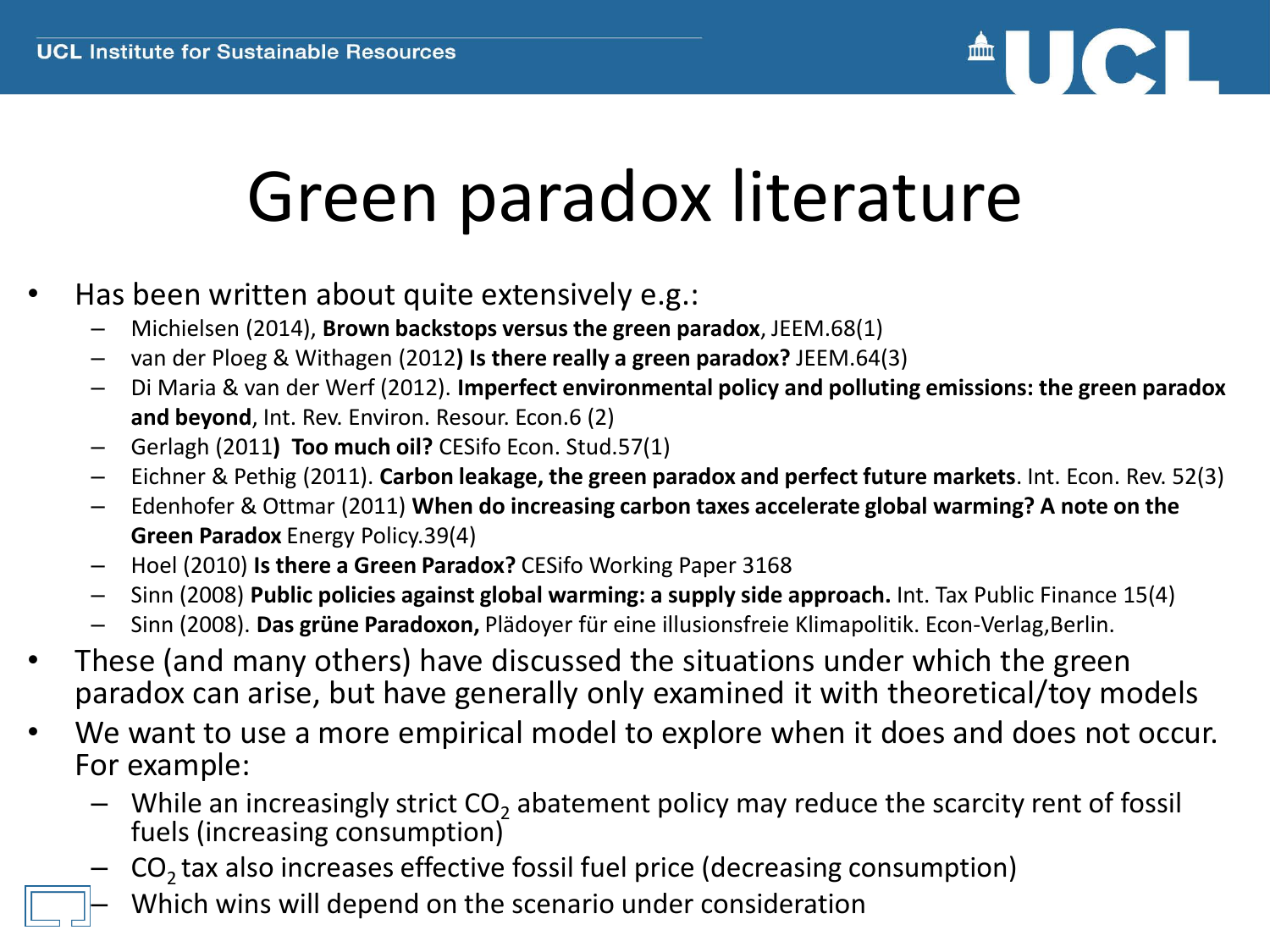# Green paradox literature

- Has been written about quite extensively e.g.:
  - Michielsen (2014), **Brown backstops versus the green paradox**, JEEM.68(1)
  - van der Ploeg & Withagen (2012**) Is there really a green paradox?** JEEM.64(3)
  - Di Maria & van der Werf (2012). **Imperfect environmental policy and polluting emissions: the green paradox and beyond**, Int. Rev. Environ. Resour. Econ.6 (2)
  - Gerlagh (2011**)** **Too much oil?** CESifo Econ. Stud.57(1)
  - Eichner & Pethig (2011). **Carbon leakage, the green paradox and perfect future markets**. Int. Econ. Rev. 52(3)
  - Edenhofer & Ottmar (2011) **When do increasing carbon taxes accelerate global warming? A note on the Green Paradox** Energy Policy.39(4)
  - Hoel (2010) **Is there a Green Paradox?** CESifo Working Paper 3168
  - Sinn (2008) **Public policies against global warming: a supply side approach.** Int. Tax Public Finance 15(4)
  - Sinn (2008). **Das grüne Paradoxon,** Plädoyer für eine illusionsfreie Klimapolitik. Econ-Verlag,Berlin.
- These (and many others) have discussed the situations under which the green paradox can arise, but have generally only examined it with theoretical/toy models
- We want to use a more empirical model to explore when it does and does not occur. For example:
  - While an increasingly strict $CO_2$ abatement policy may reduce the scarcity rent of fossil fuels (increasing consumption)
  - $CO_2$ tax also increases effective fossil fuel price (decreasing consumption)
  - Which wins will depend on the scenario under consideration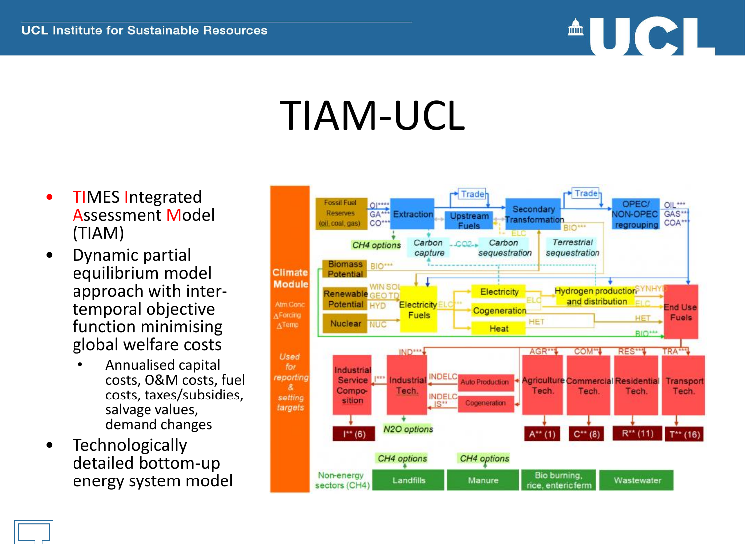# TIAM-UCL

- TIMES Integrated Assessment Model (TIAM)
- Dynamic partial equilibrium model approach with inter-temporal objective function minimising global welfare costs
  - Annualised capital costs, O&M costs, fuel costs, taxes/subsidies, salvage values, demand changes
- Technologically detailed bottom-up energy system model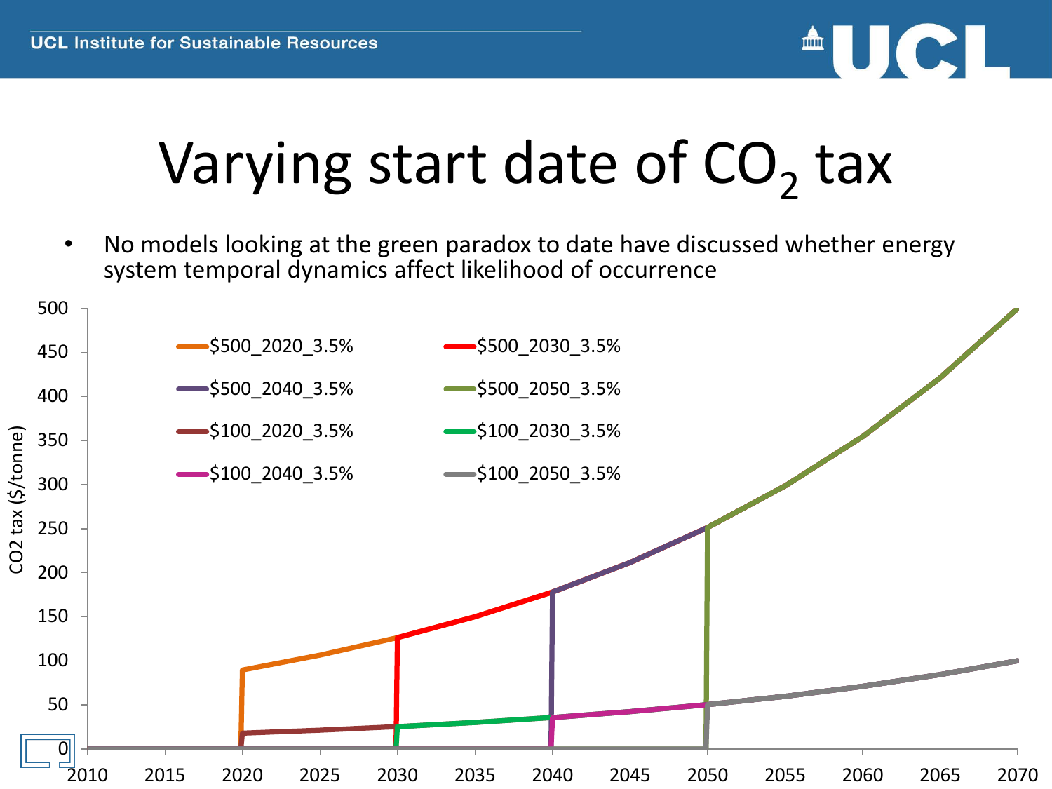# Varying start date of $CO_2$ tax

- No models looking at the green paradox to date have discussed whether energy system temporal dynamics affect likelihood of occurrence

CO2 tax ($/tonne)

$500_2020_3.5%
$500_2030_3.5%
$500_2040_3.5%
$500_2050_3.5%
$100_2020_3.5%
$100_2030_3.5%
$100_2040_3.5%
$100_2050_3.5%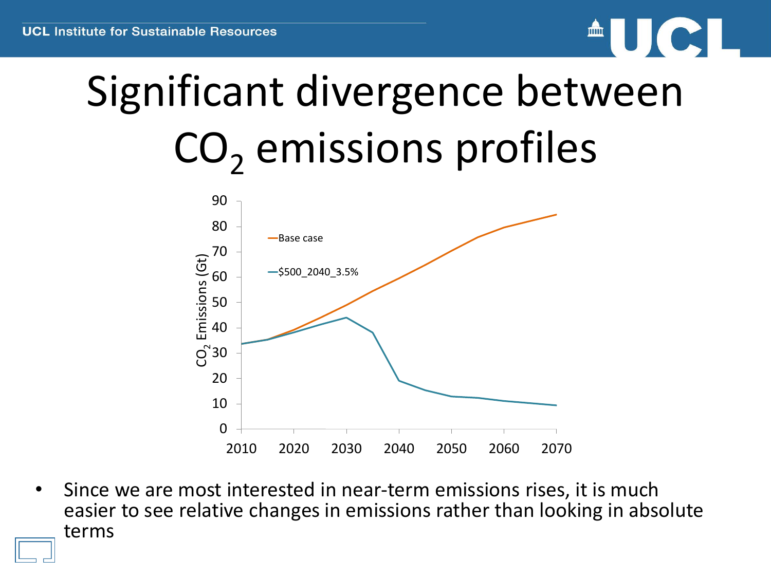# Significant divergence between $CO_2$ emissions profiles

- Since we are most interested in near-term emissions rises, it is much easier to see relative changes in emissions rather than looking in absolute terms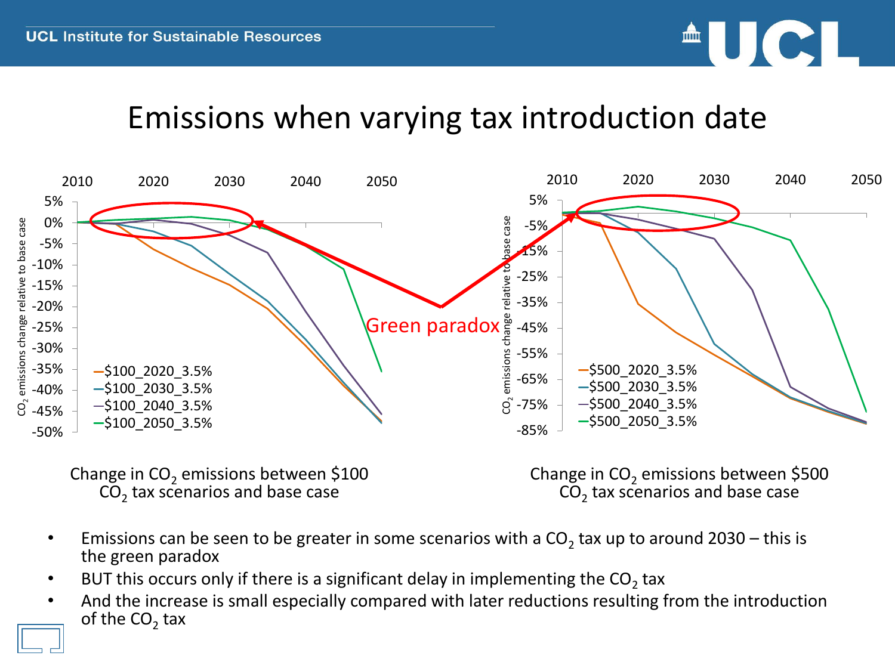# Emissions when varying tax introduction date

Change in $CO_2$ emissions between \$100 $CO_2$ tax scenarios and base case

Change in $CO_2$ emissions between \$500 $CO_2$ tax scenarios and base case

- Emissions can be seen to be greater in some scenarios with a $CO_2$ tax up to around 2030 – this is the green paradox
- BUT this occurs only if there is a significant delay in implementing the $CO_2$ tax
- And the increase is small especially compared with later reductions resulting from the introduction of the $CO_2$ tax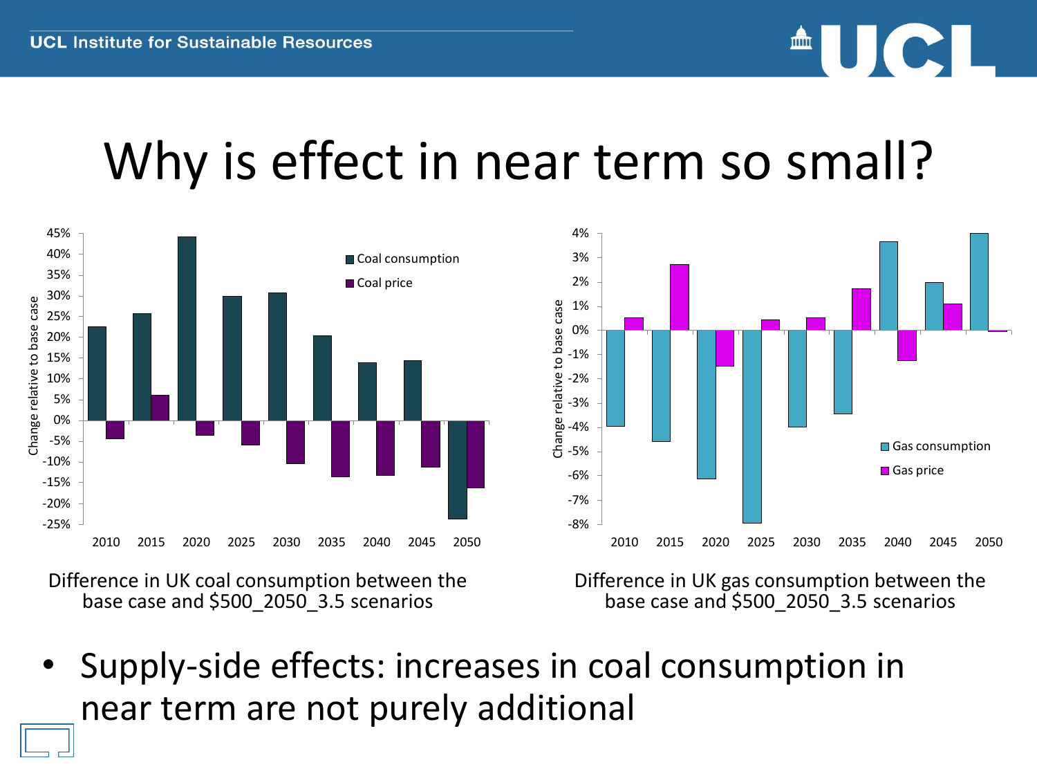# Why is effect in near term so small?

Difference in UK coal consumption between the base case and $500_2050_3.5 scenarios

Difference in UK gas consumption between the base case and $500_2050_3.5 scenarios

- Supply-side effects: increases in coal consumption in near term are not purely additional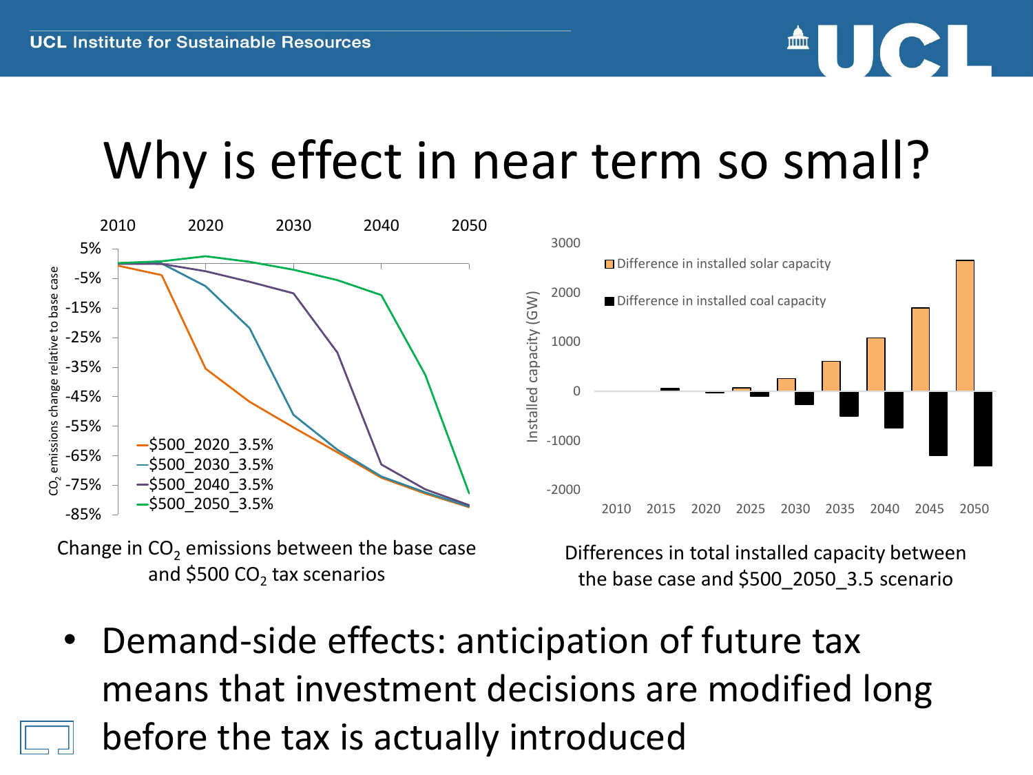# Why is effect in near term so small?

Change in $CO_2$ emissions between the base case and \$500 $CO_2$ tax scenarios

Differences in total installed capacity between the base case and \$500_2050_3.5 scenario

- Demand-side effects: anticipation of future tax means that investment decisions are modified long before the tax is actually introduced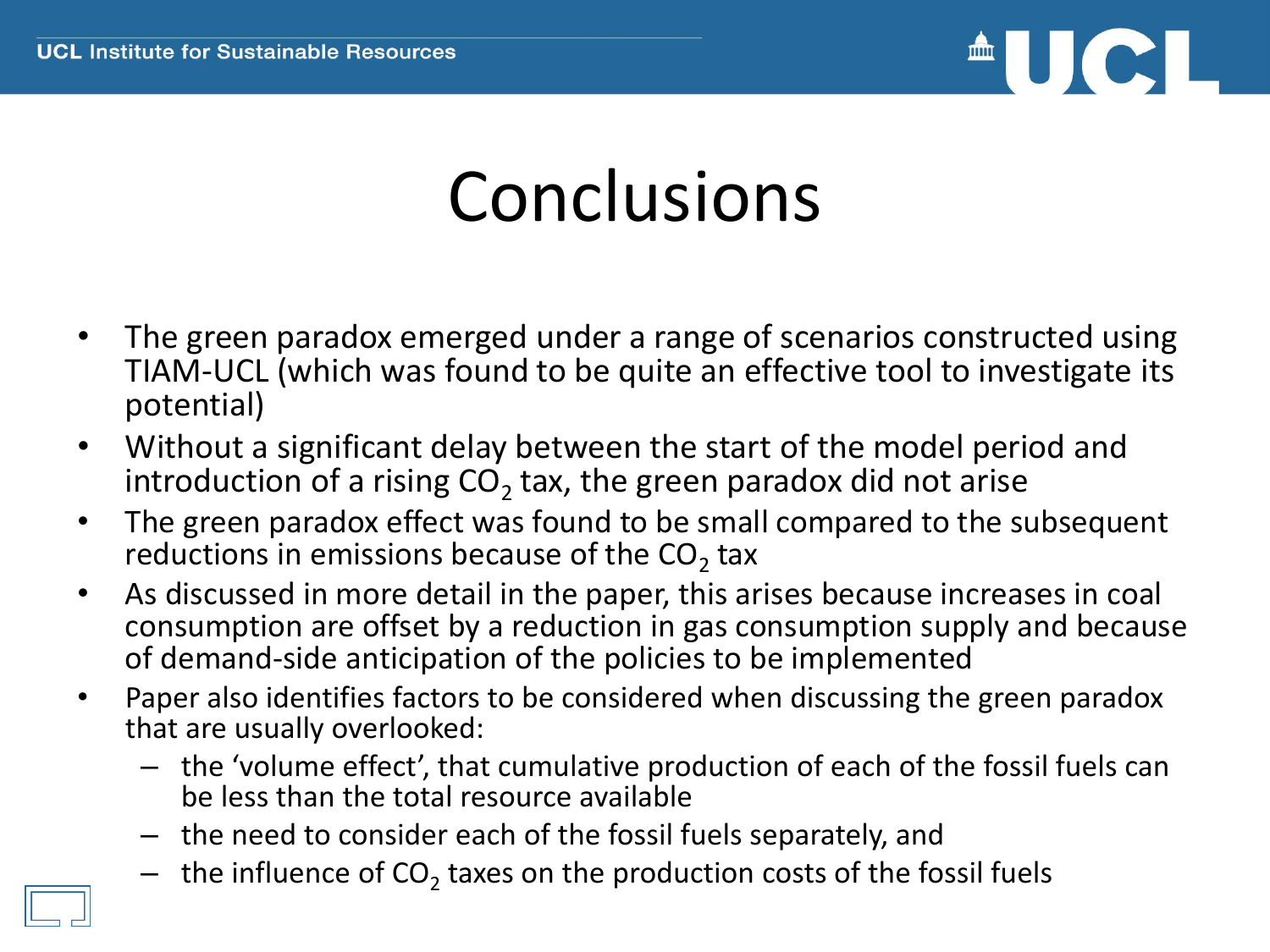# Conclusions

- The green paradox emerged under a range of scenarios constructed using TIAM-UCL (which was found to be quite an effective tool to investigate its potential)
- Without a significant delay between the start of the model period and introduction of a rising $CO_2$ tax, the green paradox did not arise
- The green paradox effect was found to be small compared to the subsequent reductions in emissions because of the $CO_2$ tax
- As discussed in more detail in the paper, this arises because increases in coal consumption are offset by a reduction in gas consumption supply and because of demand-side anticipation of the policies to be implemented
- Paper also identifies factors to be considered when discussing the green paradox that are usually overlooked:
  - the 'volume effect', that cumulative production of each of the fossil fuels can be less than the total resource available
  - the need to consider each of the fossil fuels separately, and
  - the influence of $CO_2$ taxes on the production costs of the fossil fuels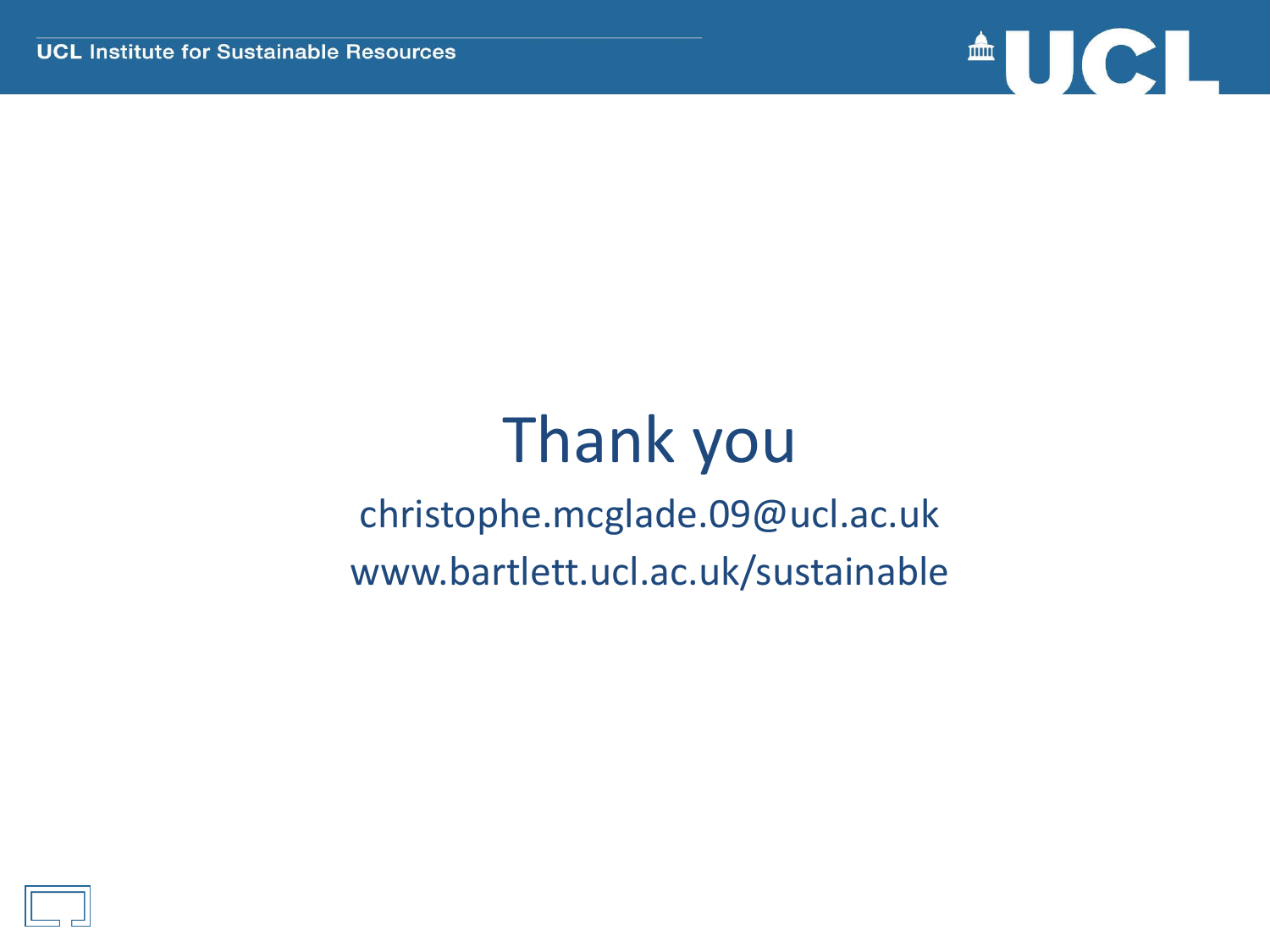# Thank you

christophe.mcglade.09@ucl.ac.uk

www.bartlett.ucl.ac.uk/sustainable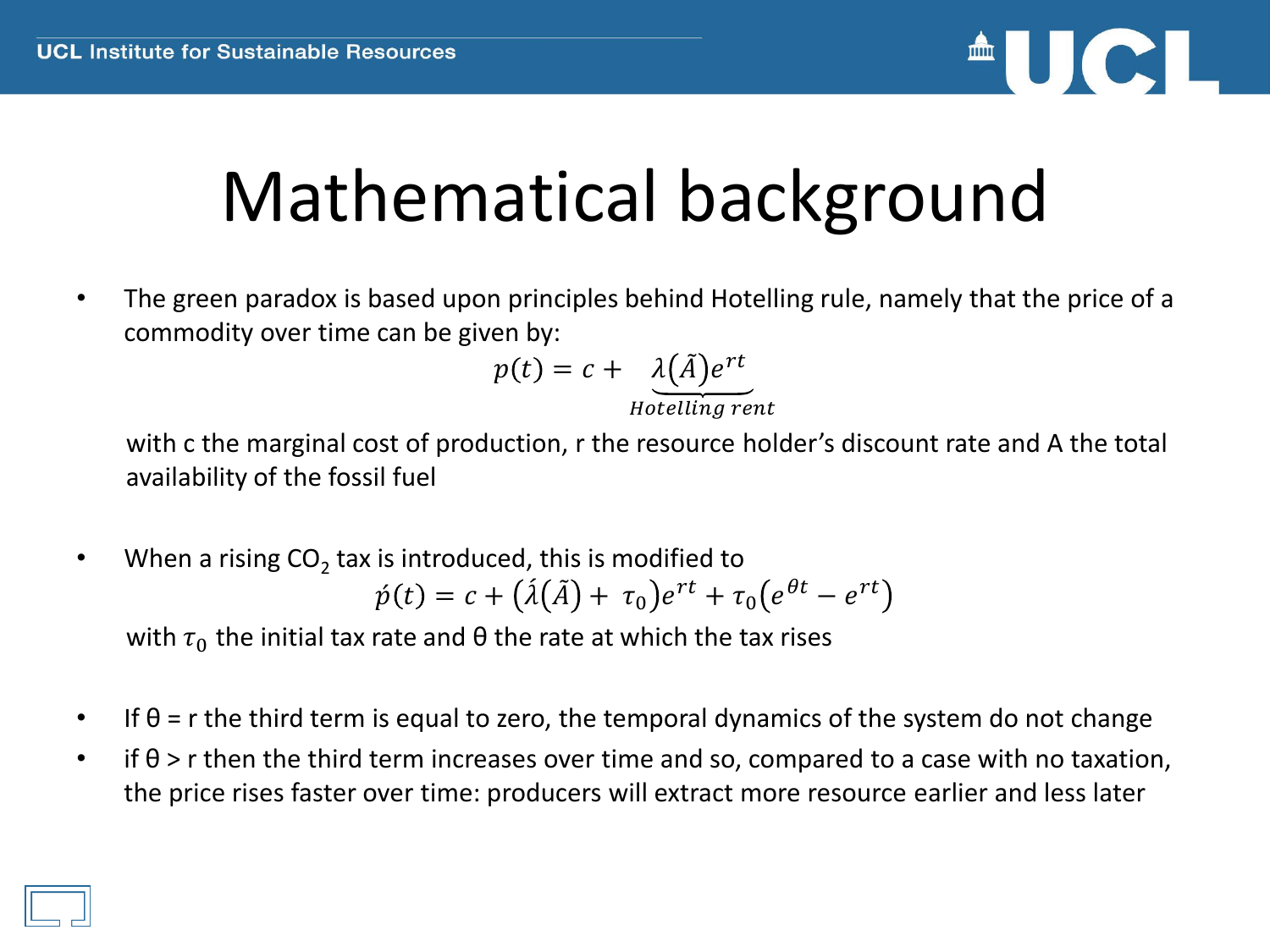# Mathematical background

- The green paradox is based upon principles behind Hotelling rule, namely that the price of a commodity over time can be given by:

$$p(t) = c + \underbrace{\lambda(\tilde{A})e^{rt}}_{Hotelling\ rent}$$

  with c the marginal cost of production, r the resource holder's discount rate and A the total availability of the fossil fuel

- When a rising $CO_2$ tax is introduced, this is modified to

$$\acute{p}(t) = c + \left(\acute{\lambda}(\tilde{A}) + \tau_0\right)e^{rt} + \tau_0\left(e^{\theta t} - e^{rt}\right)$$

  with $\tau_0$ the initial tax rate and θ the rate at which the tax rises

- If θ = r the third term is equal to zero, the temporal dynamics of the system do not change
- if θ > r then the third term increases over time and so, compared to a case with no taxation, the price rises faster over time: producers will extract more resource earlier and less later